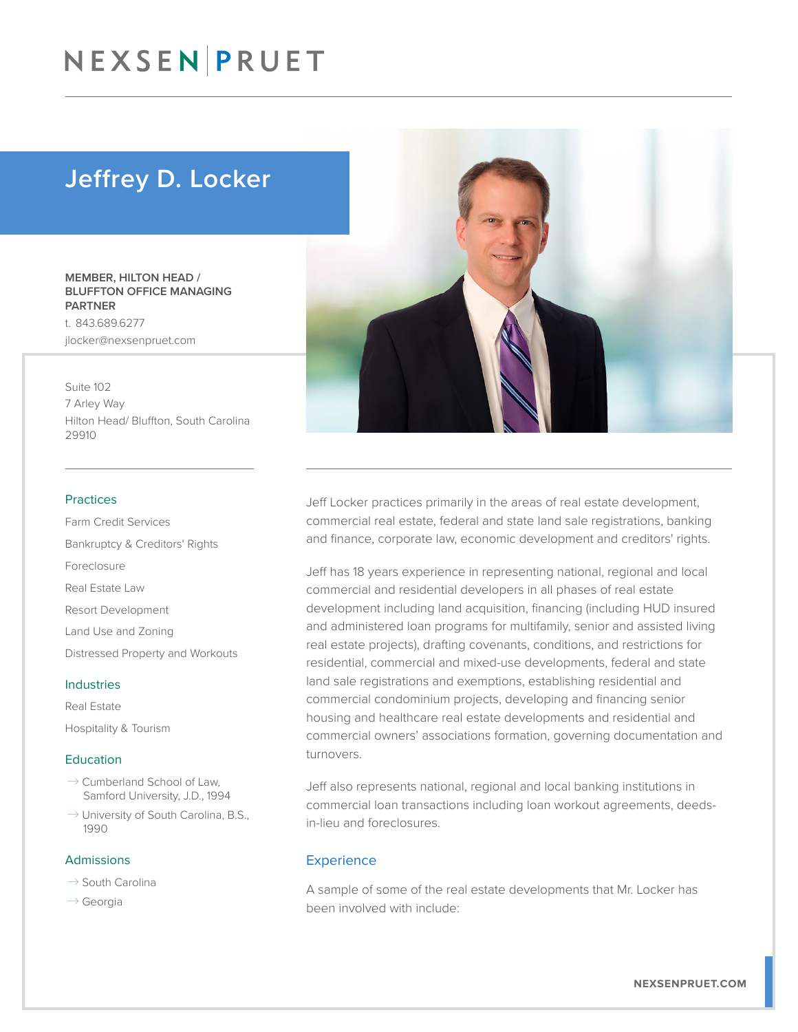# Jeffrey D. Locker

**MEMBER, HILTON HEAD / BLUFFTON OFFICE MANAGING PARTNER**

t. 843.689.6277

jlocker@nexsenpruet.com

Suite 102
7 Arley Way
Hilton Head/ Bluffton, South Carolina
29910

### Practices

Farm Credit Services

Bankruptcy & Creditors' Rights

Foreclosure

Real Estate Law

Resort Development

Land Use and Zoning

Distressed Property and Workouts

### Industries

Real Estate

Hospitality & Tourism

### Education

- Cumberland School of Law, Samford University, J.D., 1994
- University of South Carolina, B.S., 1990

### Admissions

- South Carolina
- Georgia

Jeff Locker practices primarily in the areas of real estate development, commercial real estate, federal and state land sale registrations, banking and finance, corporate law, economic development and creditors' rights.

Jeff has 18 years experience in representing national, regional and local commercial and residential developers in all phases of real estate development including land acquisition, financing (including HUD insured and administered loan programs for multifamily, senior and assisted living real estate projects), drafting covenants, conditions, and restrictions for residential, commercial and mixed-use developments, federal and state land sale registrations and exemptions, establishing residential and commercial condominium projects, developing and financing senior housing and healthcare real estate developments and residential and commercial owners' associations formation, governing documentation and turnovers.

Jeff also represents national, regional and local banking institutions in commercial loan transactions including loan workout agreements, deeds-in-lieu and foreclosures.

## Experience

A sample of some of the real estate developments that Mr. Locker has been involved with include: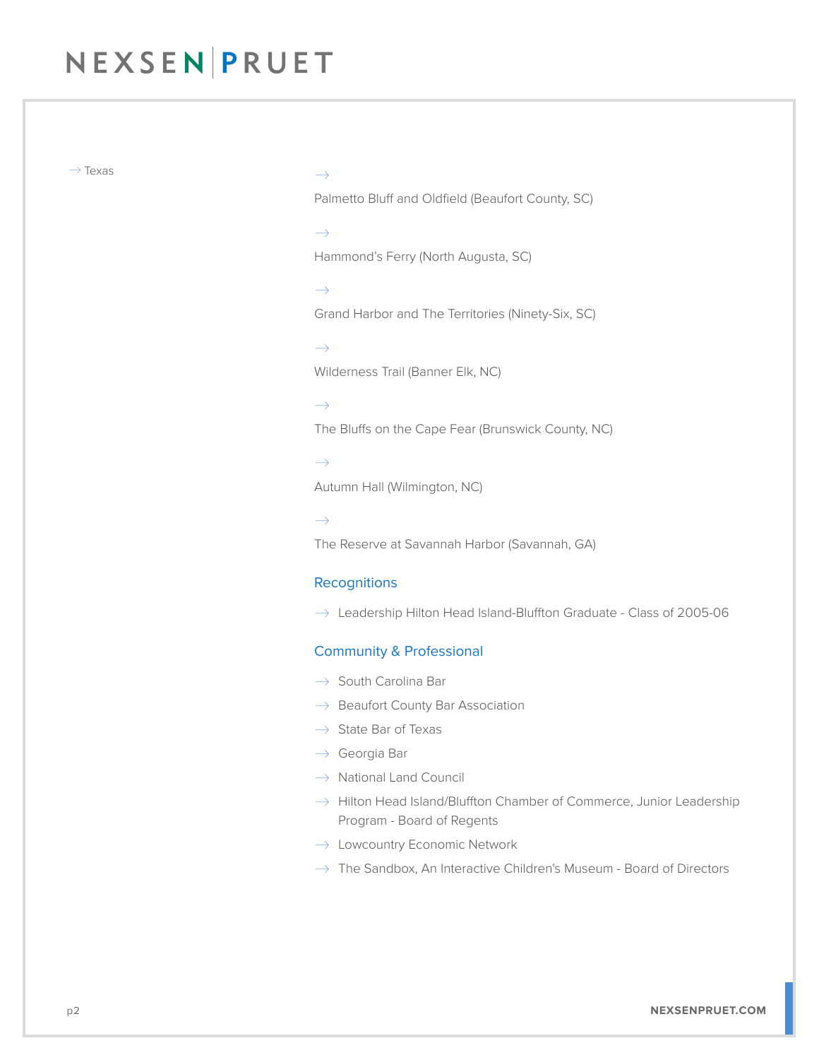- Texas

- Palmetto Bluff and Oldfield (Beaufort County, SC)
- Hammond's Ferry (North Augusta, SC)
- Grand Harbor and The Territories (Ninety-Six, SC)
- Wilderness Trail (Banner Elk, NC)
- The Bluffs on the Cape Fear (Brunswick County, NC)
- Autumn Hall (Wilmington, NC)
- The Reserve at Savannah Harbor (Savannah, GA)

## Recognitions

- Leadership Hilton Head Island-Bluffton Graduate - Class of 2005-06

## Community & Professional

- South Carolina Bar
- Beaufort County Bar Association
- State Bar of Texas
- Georgia Bar
- National Land Council
- Hilton Head Island/Bluffton Chamber of Commerce, Junior Leadership Program - Board of Regents
- Lowcountry Economic Network
- The Sandbox, An Interactive Children's Museum - Board of Directors